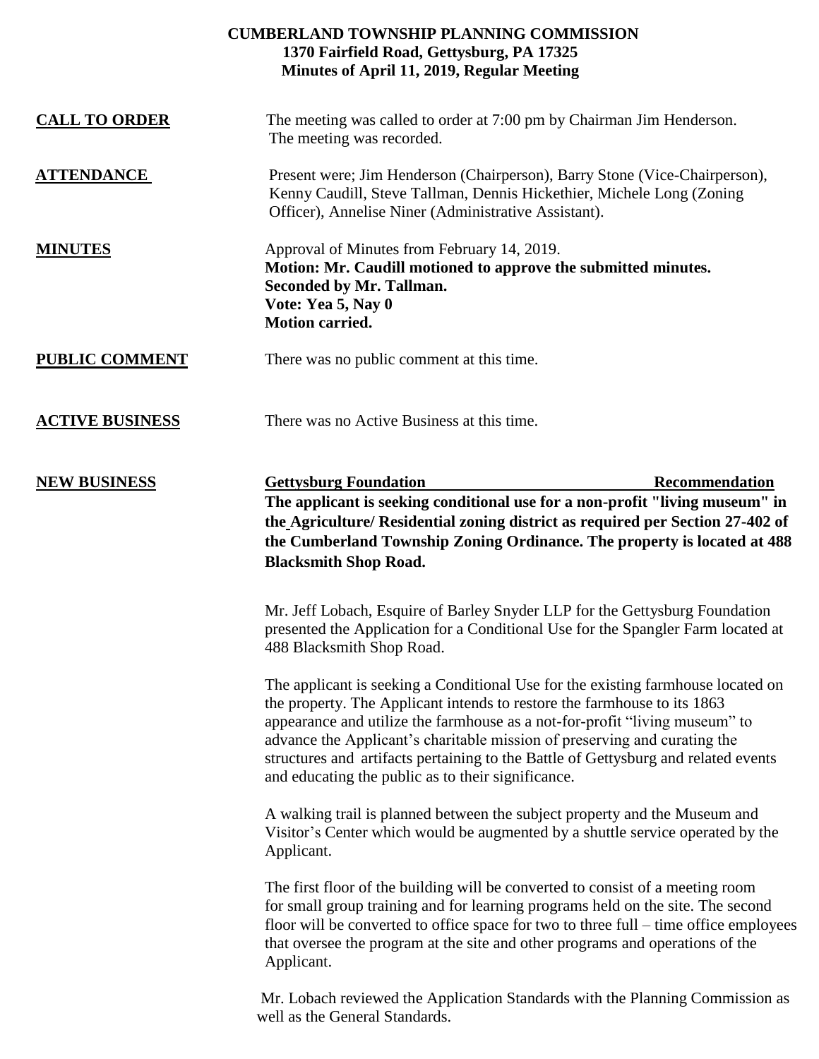**CUMBERLAND TOWNSHIP PLANNING COMMISSION**
**1370 Fairfield Road, Gettysburg, PA 17325**
**Minutes of April 11, 2019, Regular Meeting**

**CALL TO ORDER**

The meeting was called to order at 7:00 pm by Chairman Jim Henderson. The meeting was recorded.

**ATTENDANCE**

Present were; Jim Henderson (Chairperson), Barry Stone (Vice-Chairperson), Kenny Caudill, Steve Tallman, Dennis Hickethier, Michele Long (Zoning Officer), Annelise Niner (Administrative Assistant).

**MINUTES**

Approval of Minutes from February 14, 2019.

**Motion: Mr. Caudill motioned to approve the submitted minutes.**
**Seconded by Mr. Tallman.**
**Vote: Yea 5, Nay 0**
**Motion carried.**

**PUBLIC COMMENT**

There was no public comment at this time.

**ACTIVE BUSINESS**

There was no Active Business at this time.

**NEW BUSINESS**

**Gettysburg Foundation** — **Recommendation**

**The applicant is seeking conditional use for a non-profit "living museum" in the Agriculture/ Residential zoning district as required per Section 27-402 of the Cumberland Township Zoning Ordinance. The property is located at 488 Blacksmith Shop Road.**

Mr. Jeff Lobach, Esquire of Barley Snyder LLP for the Gettysburg Foundation presented the Application for a Conditional Use for the Spangler Farm located at 488 Blacksmith Shop Road.

The applicant is seeking a Conditional Use for the existing farmhouse located on the property. The Applicant intends to restore the farmhouse to its 1863 appearance and utilize the farmhouse as a not-for-profit "living museum" to advance the Applicant's charitable mission of preserving and curating the structures and artifacts pertaining to the Battle of Gettysburg and related events and educating the public as to their significance.

A walking trail is planned between the subject property and the Museum and Visitor's Center which would be augmented by a shuttle service operated by the Applicant.

The first floor of the building will be converted to consist of a meeting room for small group training and for learning programs held on the site. The second floor will be converted to office space for two to three full – time office employees that oversee the program at the site and other programs and operations of the Applicant.

Mr. Lobach reviewed the Application Standards with the Planning Commission as well as the General Standards.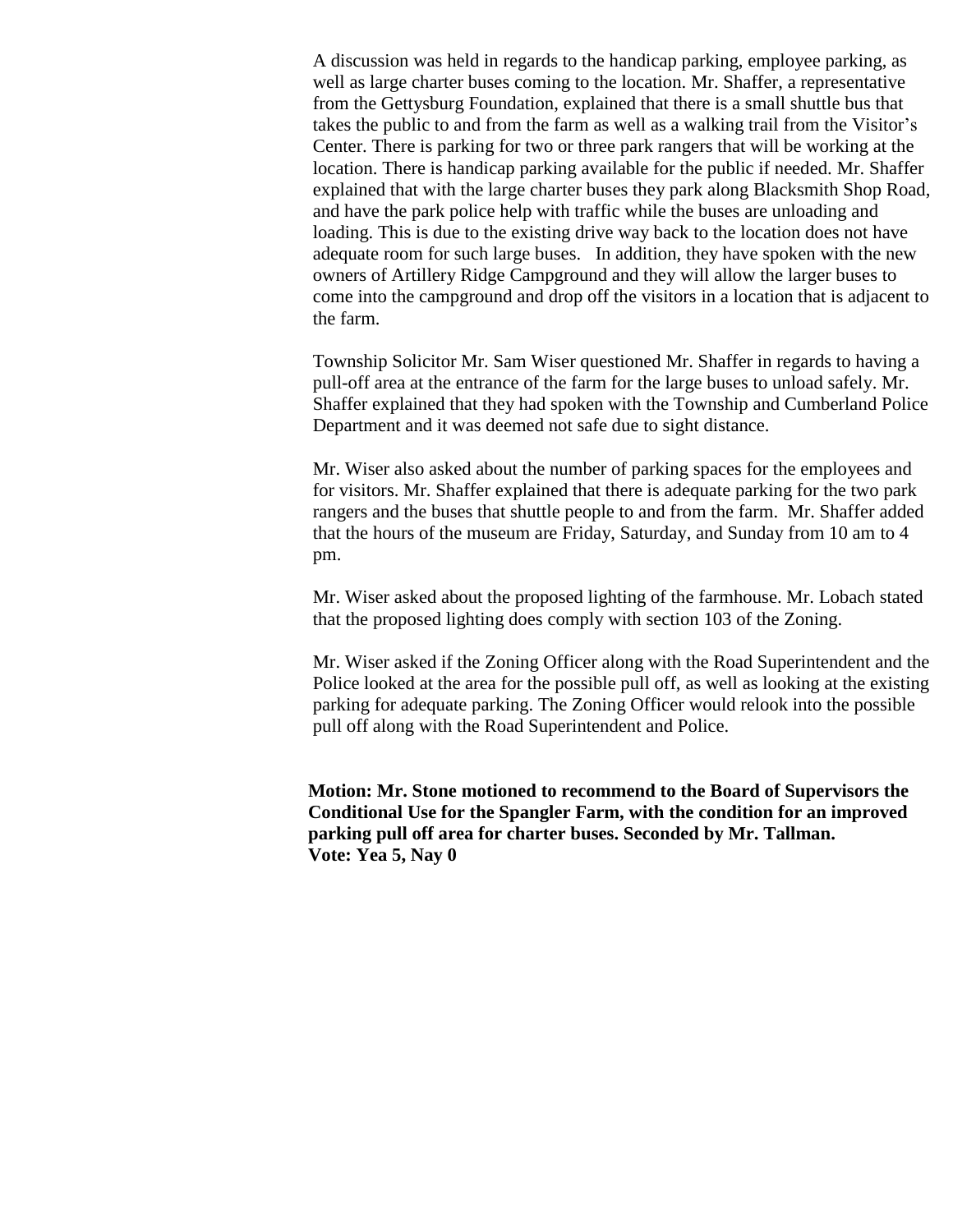A discussion was held in regards to the handicap parking, employee parking, as well as large charter buses coming to the location. Mr. Shaffer, a representative from the Gettysburg Foundation, explained that there is a small shuttle bus that takes the public to and from the farm as well as a walking trail from the Visitor's Center. There is parking for two or three park rangers that will be working at the location. There is handicap parking available for the public if needed. Mr. Shaffer explained that with the large charter buses they park along Blacksmith Shop Road, and have the park police help with traffic while the buses are unloading and loading. This is due to the existing drive way back to the location does not have adequate room for such large buses. In addition, they have spoken with the new owners of Artillery Ridge Campground and they will allow the larger buses to come into the campground and drop off the visitors in a location that is adjacent to the farm.

Township Solicitor Mr. Sam Wiser questioned Mr. Shaffer in regards to having a pull-off area at the entrance of the farm for the large buses to unload safely. Mr. Shaffer explained that they had spoken with the Township and Cumberland Police Department and it was deemed not safe due to sight distance.

Mr. Wiser also asked about the number of parking spaces for the employees and for visitors. Mr. Shaffer explained that there is adequate parking for the two park rangers and the buses that shuttle people to and from the farm. Mr. Shaffer added that the hours of the museum are Friday, Saturday, and Sunday from 10 am to 4 pm.

Mr. Wiser asked about the proposed lighting of the farmhouse. Mr. Lobach stated that the proposed lighting does comply with section 103 of the Zoning.

Mr. Wiser asked if the Zoning Officer along with the Road Superintendent and the Police looked at the area for the possible pull off, as well as looking at the existing parking for adequate parking. The Zoning Officer would relook into the possible pull off along with the Road Superintendent and Police.

**Motion: Mr. Stone motioned to recommend to the Board of Supervisors the Conditional Use for the Spangler Farm, with the condition for an improved parking pull off area for charter buses. Seconded by Mr. Tallman.**
**Vote: Yea 5, Nay 0**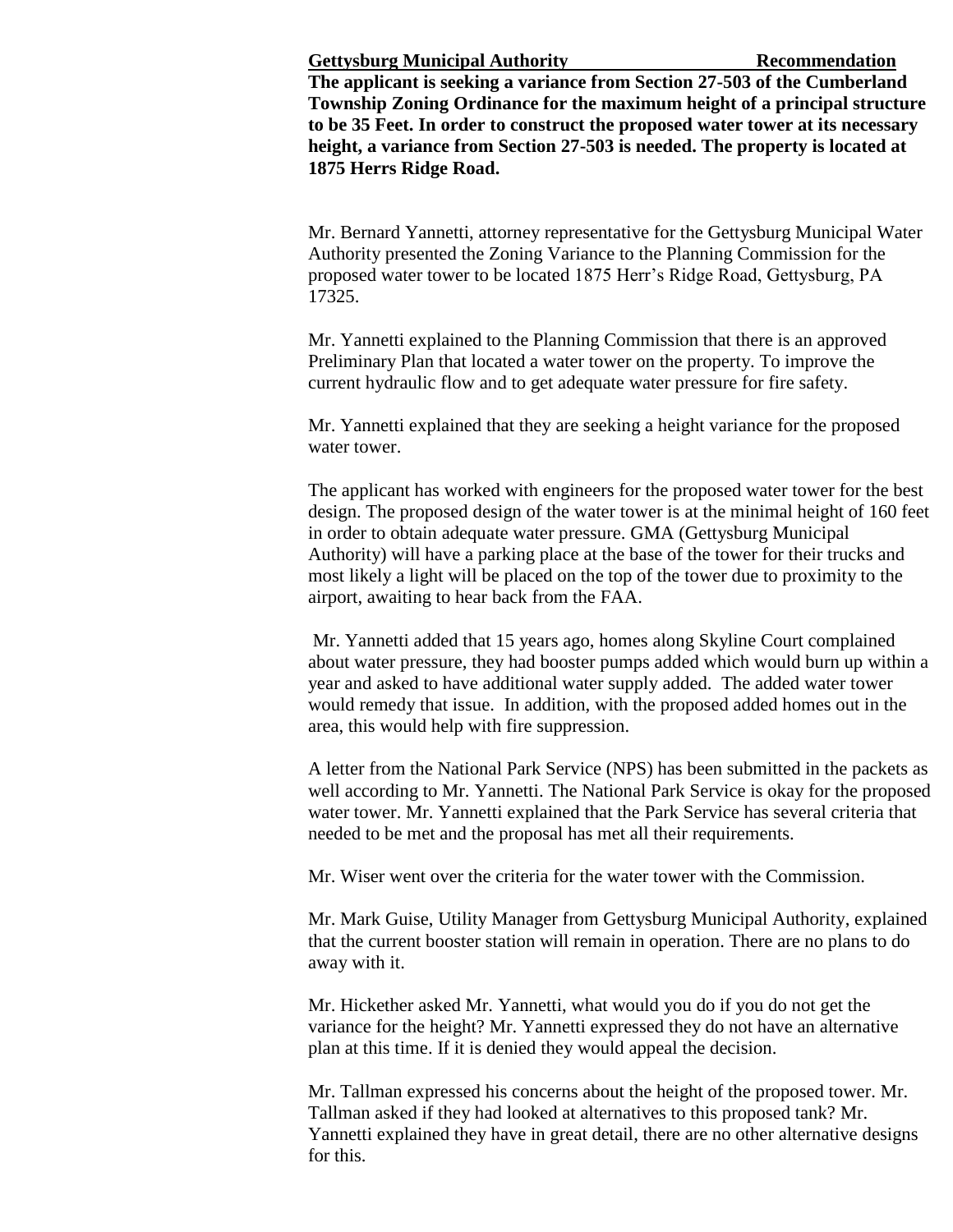**Gettysburg Municipal Authority Recommendation**

**The applicant is seeking a variance from Section 27-503 of the Cumberland Township Zoning Ordinance for the maximum height of a principal structure to be 35 Feet. In order to construct the proposed water tower at its necessary height, a variance from Section 27-503 is needed. The property is located at 1875 Herrs Ridge Road.**

Mr. Bernard Yannetti, attorney representative for the Gettysburg Municipal Water Authority presented the Zoning Variance to the Planning Commission for the proposed water tower to be located 1875 Herr's Ridge Road, Gettysburg, PA 17325.

Mr. Yannetti explained to the Planning Commission that there is an approved Preliminary Plan that located a water tower on the property. To improve the current hydraulic flow and to get adequate water pressure for fire safety.

Mr. Yannetti explained that they are seeking a height variance for the proposed water tower.

The applicant has worked with engineers for the proposed water tower for the best design. The proposed design of the water tower is at the minimal height of 160 feet in order to obtain adequate water pressure. GMA (Gettysburg Municipal Authority) will have a parking place at the base of the tower for their trucks and most likely a light will be placed on the top of the tower due to proximity to the airport, awaiting to hear back from the FAA.

Mr. Yannetti added that 15 years ago, homes along Skyline Court complained about water pressure, they had booster pumps added which would burn up within a year and asked to have additional water supply added. The added water tower would remedy that issue. In addition, with the proposed added homes out in the area, this would help with fire suppression.

A letter from the National Park Service (NPS) has been submitted in the packets as well according to Mr. Yannetti. The National Park Service is okay for the proposed water tower. Mr. Yannetti explained that the Park Service has several criteria that needed to be met and the proposal has met all their requirements.

Mr. Wiser went over the criteria for the water tower with the Commission.

Mr. Mark Guise, Utility Manager from Gettysburg Municipal Authority, explained that the current booster station will remain in operation. There are no plans to do away with it.

Mr. Hickether asked Mr. Yannetti, what would you do if you do not get the variance for the height? Mr. Yannetti expressed they do not have an alternative plan at this time. If it is denied they would appeal the decision.

Mr. Tallman expressed his concerns about the height of the proposed tower. Mr. Tallman asked if they had looked at alternatives to this proposed tank? Mr. Yannetti explained they have in great detail, there are no other alternative designs for this.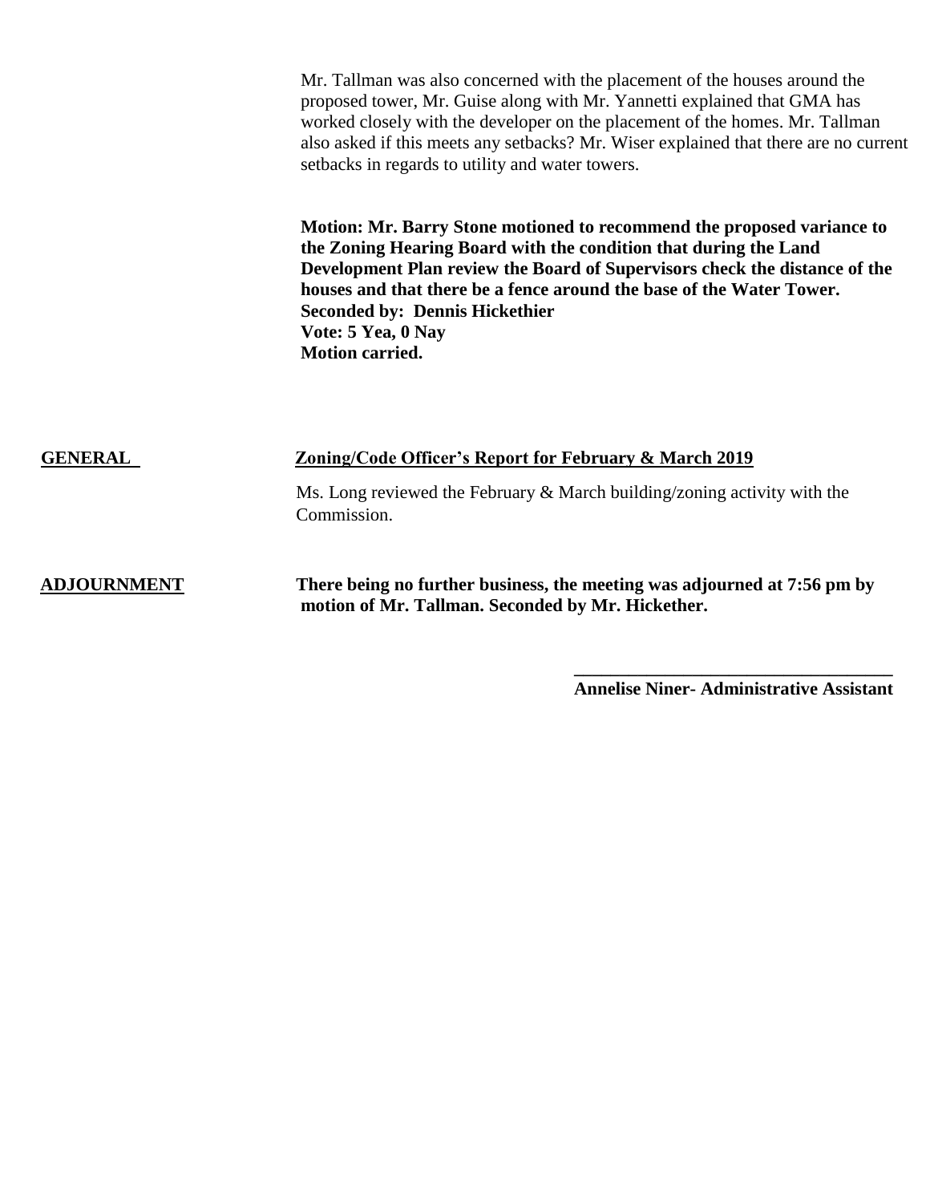Mr. Tallman was also concerned with the placement of the houses around the proposed tower, Mr. Guise along with Mr. Yannetti explained that GMA has worked closely with the developer on the placement of the homes. Mr. Tallman also asked if this meets any setbacks? Mr. Wiser explained that there are no current setbacks in regards to utility and water towers.

**Motion: Mr. Barry Stone motioned to recommend the proposed variance to the Zoning Hearing Board with the condition that during the Land Development Plan review the Board of Supervisors check the distance of the houses and that there be a fence around the base of the Water Tower.**
**Seconded by: Dennis Hickethier**
**Vote: 5 Yea, 0 Nay**
**Motion carried.**

**GENERAL**

**Zoning/Code Officer's Report for February & March 2019**

Ms. Long reviewed the February & March building/zoning activity with the Commission.

**ADJOURNMENT**

**There being no further business, the meeting was adjourned at 7:56 pm by motion of Mr. Tallman. Seconded by Mr. Hickether.**

\_\_\_\_\_\_\_\_\_\_\_\_\_\_\_\_\_\_\_\_\_\_\_\_\_\_\_\_\_\_\_\_\_\_\_\_

**Annelise Niner- Administrative Assistant**